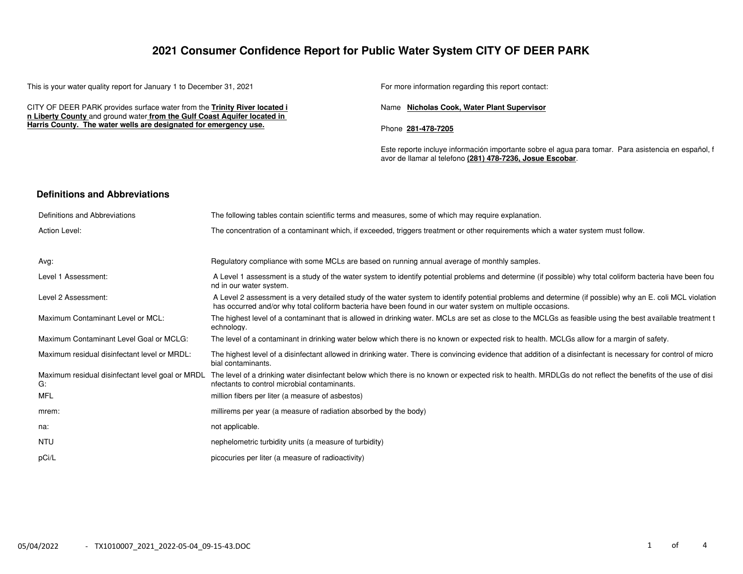# 2021 Consumer Confidence Report for Public Water System CITY OF DEER PARK

This is your water quality report for January 1 to December 31, 2021

CITY OF DEER PARK provides surface water from the **Trinity River located in Liberty County** and ground water **from the Gulf Coast Aquifer located in Harris County. The water wells are designated for emergency use.**

For more information regarding this report contact:

Name **Nicholas Cook, Water Plant Supervisor**

Phone **281-478-7205**

Este reporte incluye información importante sobre el agua para tomar. Para asistencia en español, favor de llamar al telefono **(281) 478-7236, Josue Escobar**.

## Definitions and Abbreviations

| | |
|---|---|
| Definitions and Abbreviations | The following tables contain scientific terms and measures, some of which may require explanation. |
| Action Level: | The concentration of a contaminant which, if exceeded, triggers treatment or other requirements which a water system must follow. |
| Avg: | Regulatory compliance with some MCLs are based on running annual average of monthly samples. |
| Level 1 Assessment: | A Level 1 assessment is a study of the water system to identify potential problems and determine (if possible) why total coliform bacteria have been found in our water system. |
| Level 2 Assessment: | A Level 2 assessment is a very detailed study of the water system to identify potential problems and determine (if possible) why an E. coli MCL violation has occurred and/or why total coliform bacteria have been found in our water system on multiple occasions. |
| Maximum Contaminant Level or MCL: | The highest level of a contaminant that is allowed in drinking water. MCLs are set as close to the MCLGs as feasible using the best available treatment technology. |
| Maximum Contaminant Level Goal or MCLG: | The level of a contaminant in drinking water below which there is no known or expected risk to health. MCLGs allow for a margin of safety. |
| Maximum residual disinfectant level or MRDL: | The highest level of a disinfectant allowed in drinking water. There is convincing evidence that addition of a disinfectant is necessary for control of microbial contaminants. |
| Maximum residual disinfectant level goal or MRDLG: | The level of a drinking water disinfectant below which there is no known or expected risk to health. MRDLGs do not reflect the benefits of the use of disinfectants to control microbial contaminants. |
| MFL | million fibers per liter (a measure of asbestos) |
| mrem: | millirems per year (a measure of radiation absorbed by the body) |
| na: | not applicable. |
| NTU | nephelometric turbidity units (a measure of turbidity) |
| pCi/L | picocuries per liter (a measure of radioactivity) |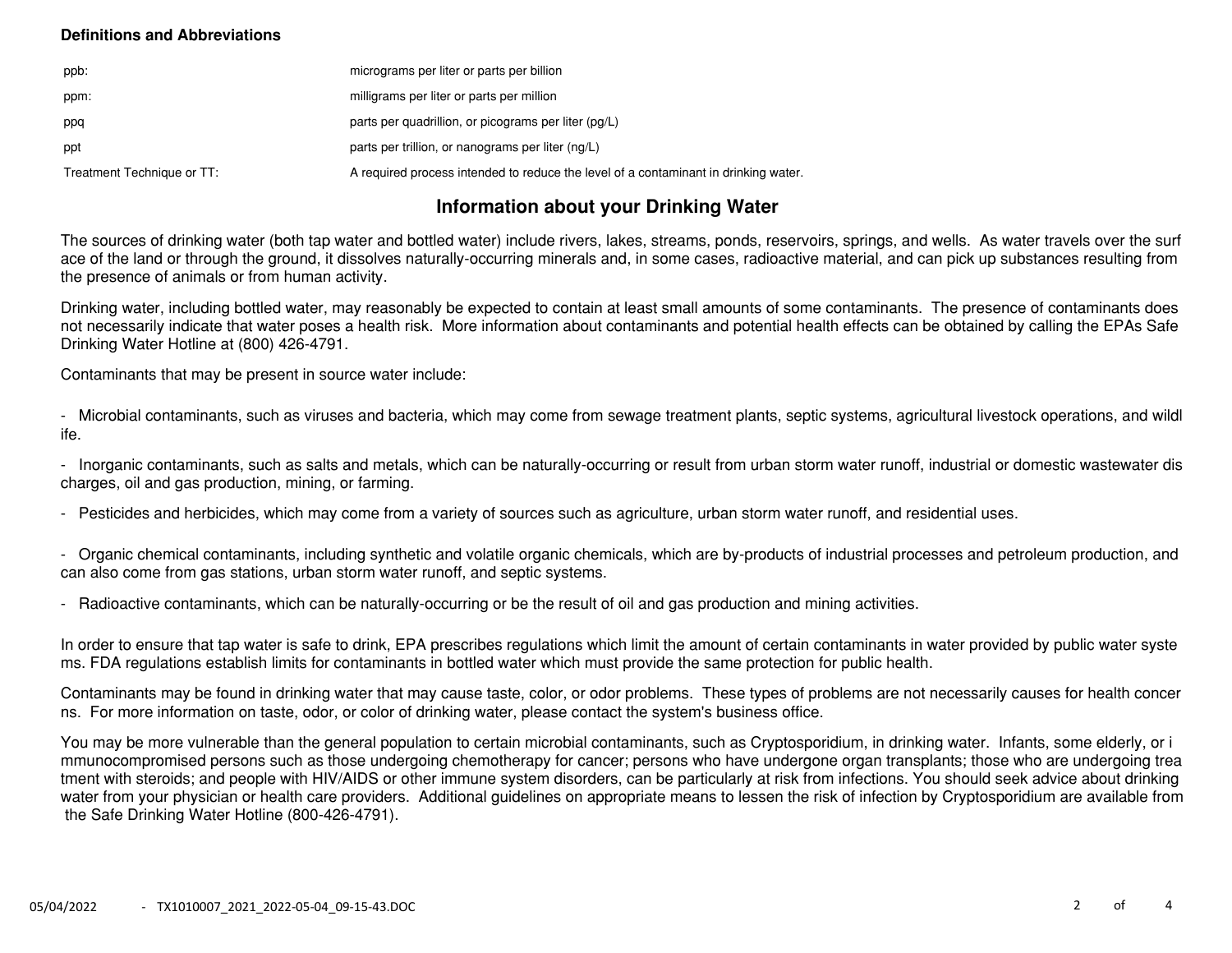**Definitions and Abbreviations**

| | |
|---|---|
| ppb: | micrograms per liter or parts per billion |
| ppm: | milligrams per liter or parts per million |
| ppq | parts per quadrillion, or picograms per liter (pg/L) |
| ppt | parts per trillion, or nanograms per liter (ng/L) |
| Treatment Technique or TT: | A required process intended to reduce the level of a contaminant in drinking water. |

## Information about your Drinking Water

The sources of drinking water (both tap water and bottled water) include rivers, lakes, streams, ponds, reservoirs, springs, and wells. As water travels over the surface of the land or through the ground, it dissolves naturally-occurring minerals and, in some cases, radioactive material, and can pick up substances resulting from the presence of animals or from human activity.

Drinking water, including bottled water, may reasonably be expected to contain at least small amounts of some contaminants. The presence of contaminants does not necessarily indicate that water poses a health risk. More information about contaminants and potential health effects can be obtained by calling the EPAs Safe Drinking Water Hotline at (800) 426-4791.

Contaminants that may be present in source water include:

- Microbial contaminants, such as viruses and bacteria, which may come from sewage treatment plants, septic systems, agricultural livestock operations, and wildlife.
- Inorganic contaminants, such as salts and metals, which can be naturally-occurring or result from urban storm water runoff, industrial or domestic wastewater discharges, oil and gas production, mining, or farming.
- Pesticides and herbicides, which may come from a variety of sources such as agriculture, urban storm water runoff, and residential uses.
- Organic chemical contaminants, including synthetic and volatile organic chemicals, which are by-products of industrial processes and petroleum production, and can also come from gas stations, urban storm water runoff, and septic systems.
- Radioactive contaminants, which can be naturally-occurring or be the result of oil and gas production and mining activities.

In order to ensure that tap water is safe to drink, EPA prescribes regulations which limit the amount of certain contaminants in water provided by public water systems. FDA regulations establish limits for contaminants in bottled water which must provide the same protection for public health.

Contaminants may be found in drinking water that may cause taste, color, or odor problems. These types of problems are not necessarily causes for health concerns. For more information on taste, odor, or color of drinking water, please contact the system's business office.

You may be more vulnerable than the general population to certain microbial contaminants, such as Cryptosporidium, in drinking water. Infants, some elderly, or immunocompromised persons such as those undergoing chemotherapy for cancer; persons who have undergone organ transplants; those who are undergoing treatment with steroids; and people with HIV/AIDS or other immune system disorders, can be particularly at risk from infections. You should seek advice about drinking water from your physician or health care providers. Additional guidelines on appropriate means to lessen the risk of infection by Cryptosporidium are available from the Safe Drinking Water Hotline (800-426-4791).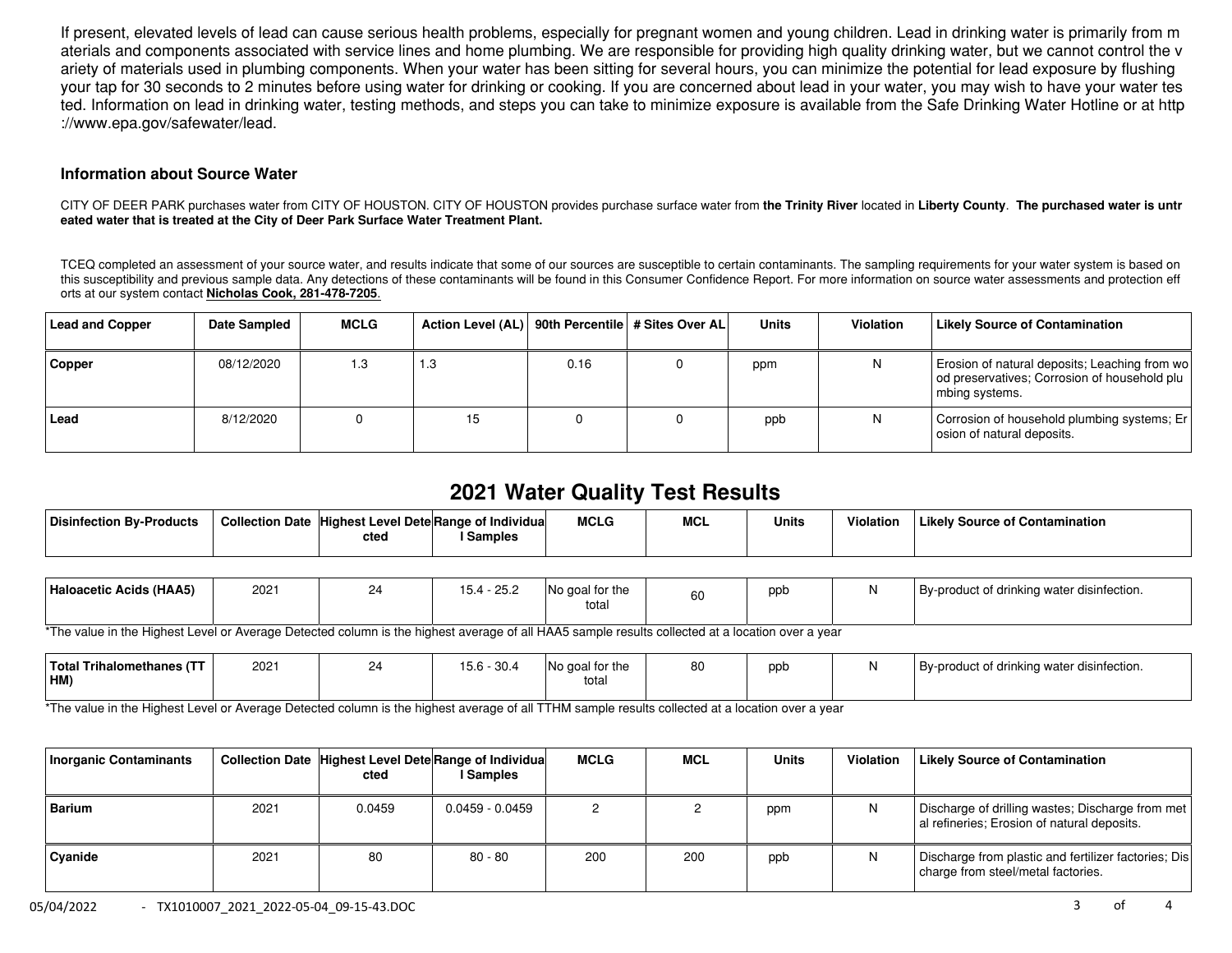If present, elevated levels of lead can cause serious health problems, especially for pregnant women and young children. Lead in drinking water is primarily from materials and components associated with service lines and home plumbing. We are responsible for providing high quality drinking water, but we cannot control the variety of materials used in plumbing components. When your water has been sitting for several hours, you can minimize the potential for lead exposure by flushing your tap for 30 seconds to 2 minutes before using water for drinking or cooking. If you are concerned about lead in your water, you may wish to have your water tested. Information on lead in drinking water, testing methods, and steps you can take to minimize exposure is available from the Safe Drinking Water Hotline or at http://www.epa.gov/safewater/lead.

### Information about Source Water

CITY OF DEER PARK purchases water from CITY OF HOUSTON. CITY OF HOUSTON provides purchase surface water from **the Trinity River** located in **Liberty County**. **The purchased water is untreated water that is treated at the City of Deer Park Surface Water Treatment Plant.**

TCEQ completed an assessment of your source water, and results indicate that some of our sources are susceptible to certain contaminants. The sampling requirements for your water system is based on this susceptibility and previous sample data. Any detections of these contaminants will be found in this Consumer Confidence Report. For more information on source water assessments and protection efforts at our system contact **Nicholas Cook, 281-478-7205**.

| Lead and Copper | Date Sampled | MCLG | Action Level (AL) | 90th Percentile | # Sites Over AL | Units | Violation | Likely Source of Contamination |
|---|---|---|---|---|---|---|---|---|
| **Copper** | 08/12/2020 | 1.3 | 1.3 | 0.16 | 0 | ppm | N | Erosion of natural deposits; Leaching from wood preservatives; Corrosion of household plumbing systems. |
| **Lead** | 8/12/2020 | 0 | 15 | 0 | 0 | ppb | N | Corrosion of household plumbing systems; Erosion of natural deposits. |

## 2021 Water Quality Test Results

| Disinfection By-Products | Collection Date | Highest Level Detected | Range of Individual Samples | MCLG | MCL | Units | Violation | Likely Source of Contamination |
|---|---|---|---|---|---|---|---|---|
| **Haloacetic Acids (HAA5)** | 2021 | 24 | 15.4 - 25.2 | No goal for the total | 60 | ppb | N | By-product of drinking water disinfection. |
| **Total Trihalomethanes (TTHM)** | 2021 | 24 | 15.6 - 30.4 | No goal for the total | 80 | ppb | N | By-product of drinking water disinfection. |

*The value in the Highest Level or Average Detected column is the highest average of all HAA5 sample results collected at a location over a year

*The value in the Highest Level or Average Detected column is the highest average of all TTHM sample results collected at a location over a year

| Inorganic Contaminants | Collection Date | Highest Level Detected | Range of Individual Samples | MCLG | MCL | Units | Violation | Likely Source of Contamination |
|---|---|---|---|---|---|---|---|---|
| **Barium** | 2021 | 0.0459 | 0.0459 - 0.0459 | 2 | 2 | ppm | N | Discharge of drilling wastes; Discharge from metal refineries; Erosion of natural deposits. |
| **Cyanide** | 2021 | 80 | 80 - 80 | 200 | 200 | ppb | N | Discharge from plastic and fertilizer factories; Discharge from steel/metal factories. |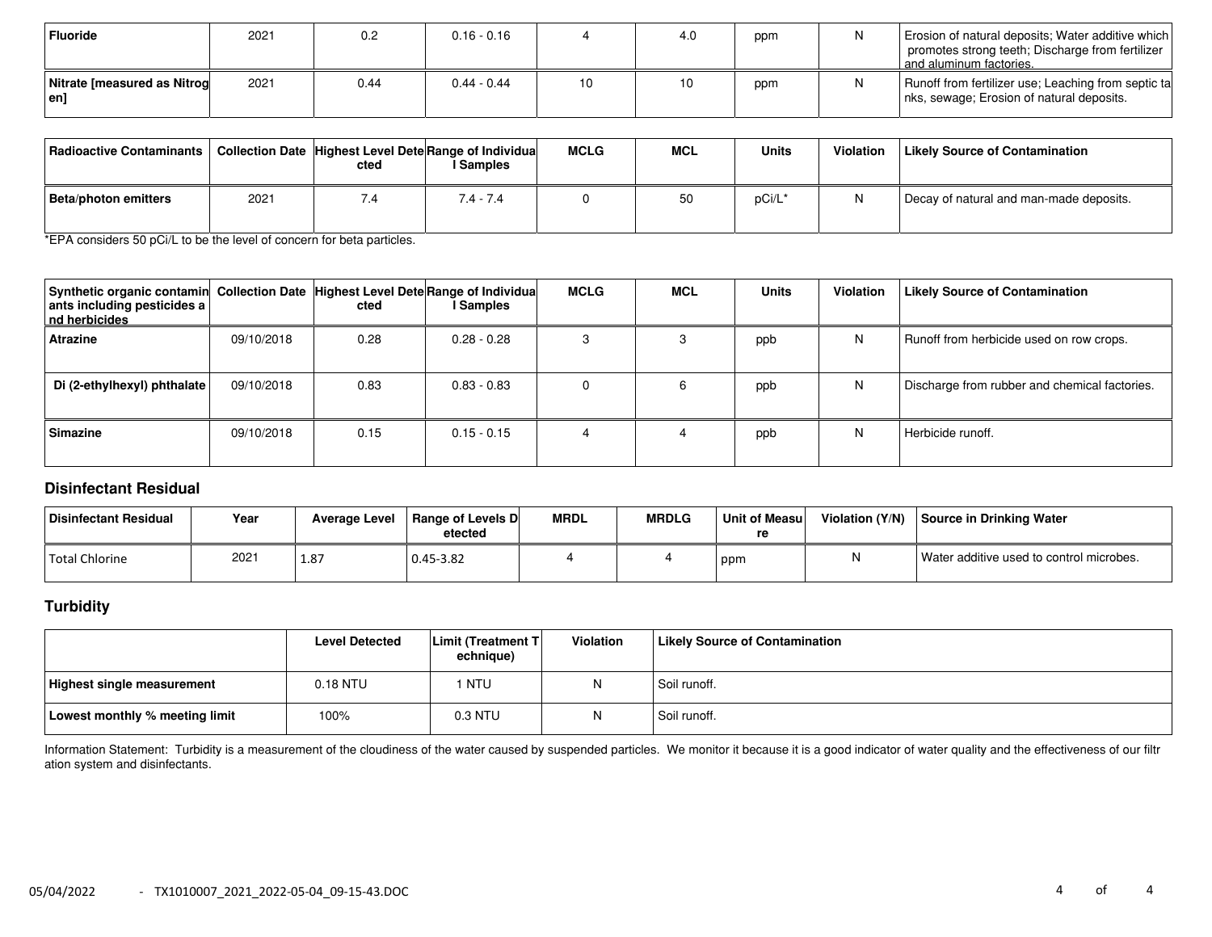| | | | | | | | | |
|---|---|---|---|---|---|---|---|---|
| **Fluoride** | 2021 | 0.2 | 0.16 - 0.16 | 4 | 4.0 | ppm | N | Erosion of natural deposits; Water additive which promotes strong teeth; Discharge from fertilizer and aluminum factories. |
| **Nitrate [measured as Nitrogen]** | 2021 | 0.44 | 0.44 - 0.44 | 10 | 10 | ppm | N | Runoff from fertilizer use; Leaching from septic tanks, sewage; Erosion of natural deposits. |

| Radioactive Contaminants | Collection Date | Highest Level Detected | Range of Individual Samples | MCLG | MCL | Units | Violation | Likely Source of Contamination |
|---|---|---|---|---|---|---|---|---|
| **Beta/photon emitters** | 2021 | 7.4 | 7.4 - 7.4 | 0 | 50 | pCi/L* | N | Decay of natural and man-made deposits. |

*EPA considers 50 pCi/L to be the level of concern for beta particles.

| Synthetic organic contaminants including pesticides and herbicides | Collection Date | Highest Level Detected | Range of Individual Samples | MCLG | MCL | Units | Violation | Likely Source of Contamination |
|---|---|---|---|---|---|---|---|---|
| **Atrazine** | 09/10/2018 | 0.28 | 0.28 - 0.28 | 3 | 3 | ppb | N | Runoff from herbicide used on row crops. |
| **Di (2-ethylhexyl) phthalate** | 09/10/2018 | 0.83 | 0.83 - 0.83 | 0 | 6 | ppb | N | Discharge from rubber and chemical factories. |
| **Simazine** | 09/10/2018 | 0.15 | 0.15 - 0.15 | 4 | 4 | ppb | N | Herbicide runoff. |

## Disinfectant Residual

| Disinfectant Residual | Year | Average Level | Range of Levels Detected | MRDL | MRDLG | Unit of Measure | Violation (Y/N) | Source in Drinking Water |
|---|---|---|---|---|---|---|---|---|
| Total Chlorine | 2021 | 1.87 | 0.45-3.82 | 4 | 4 | ppm | N | Water additive used to control microbes. |

## Turbidity

| | Level Detected | Limit (Treatment Technique) | Violation | Likely Source of Contamination |
|---|---|---|---|---|
| **Highest single measurement** | 0.18 NTU | 1 NTU | N | Soil runoff. |
| **Lowest monthly % meeting limit** | 100% | 0.3 NTU | N | Soil runoff. |

Information Statement: Turbidity is a measurement of the cloudiness of the water caused by suspended particles. We monitor it because it is a good indicator of water quality and the effectiveness of our filtration system and disinfectants.